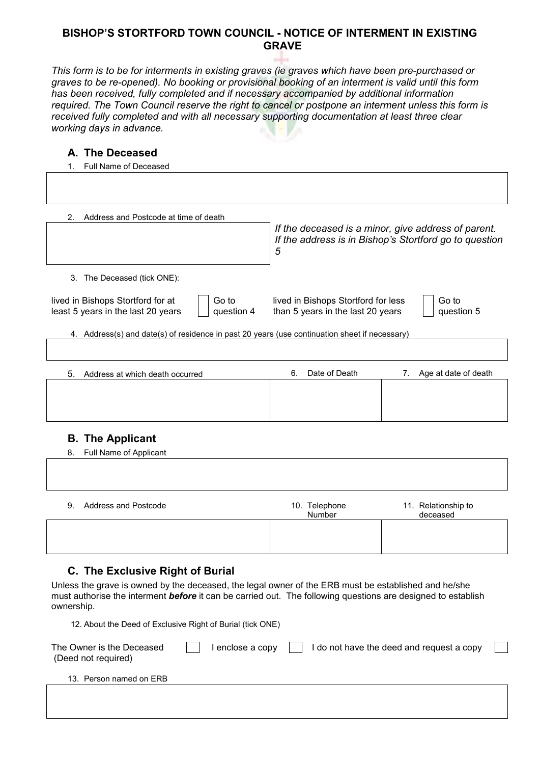# BISHOP'S STORTFORD TOWN COUNCIL - NOTICE OF INTERMENT IN EXISTING GRAVE

*This form is to be for interments in existing graves (ie graves which have been pre-purchased or graves to be re-opened). No booking or provisional booking of an interment is valid until this form has been received, fully completed and if necessary accompanied by additional information required. The Town Council reserve the right to cancel or postpone an interment unless this form is received fully completed and with all necessary supporting documentation at least three clear working days in advance.*

## A. The Deceased

1. Full Name of Deceased

| |
|---|
| |

2. Address and Postcode at time of death

| | |
|---|---|
| | *If the deceased is a minor, give address of parent. If the address is in Bishop's Stortford go to question 5* |

3. The Deceased (tick ONE):

| | | | | | |
|---|---|---|---|---|---|
| lived in Bishops Stortford for at least 5 years in the last 20 years | ☐ | Go to question 4 | lived in Bishops Stortford for less than 5 years in the last 20 years | ☐ | Go to question 5 |

4. Address(s) and date(s) of residence in past 20 years (use continuation sheet if necessary)

| |
|---|
| |

| 5. Address at which death occurred | 6. Date of Death | 7. Age at date of death |
|---|---|---|
| | | |

## B. The Applicant

8. Full Name of Applicant

| |
|---|
| |

| 9. Address and Postcode | 10. Telephone Number | 11. Relationship to deceased |
|---|---|---|
| | | |

## C. The Exclusive Right of Burial

Unless the grave is owned by the deceased, the legal owner of the ERB must be established and he/she must authorise the interment ***before*** it can be carried out. The following questions are designed to establish ownership.

12. About the Deed of Exclusive Right of Burial (tick ONE)

| | | | | | |
|---|---|---|---|---|---|
| The Owner is the Deceased (Deed not required) | ☐ | I enclose a copy | ☐ | I do not have the deed and request a copy | ☐ |

13. Person named on ERB

| |
|---|
| |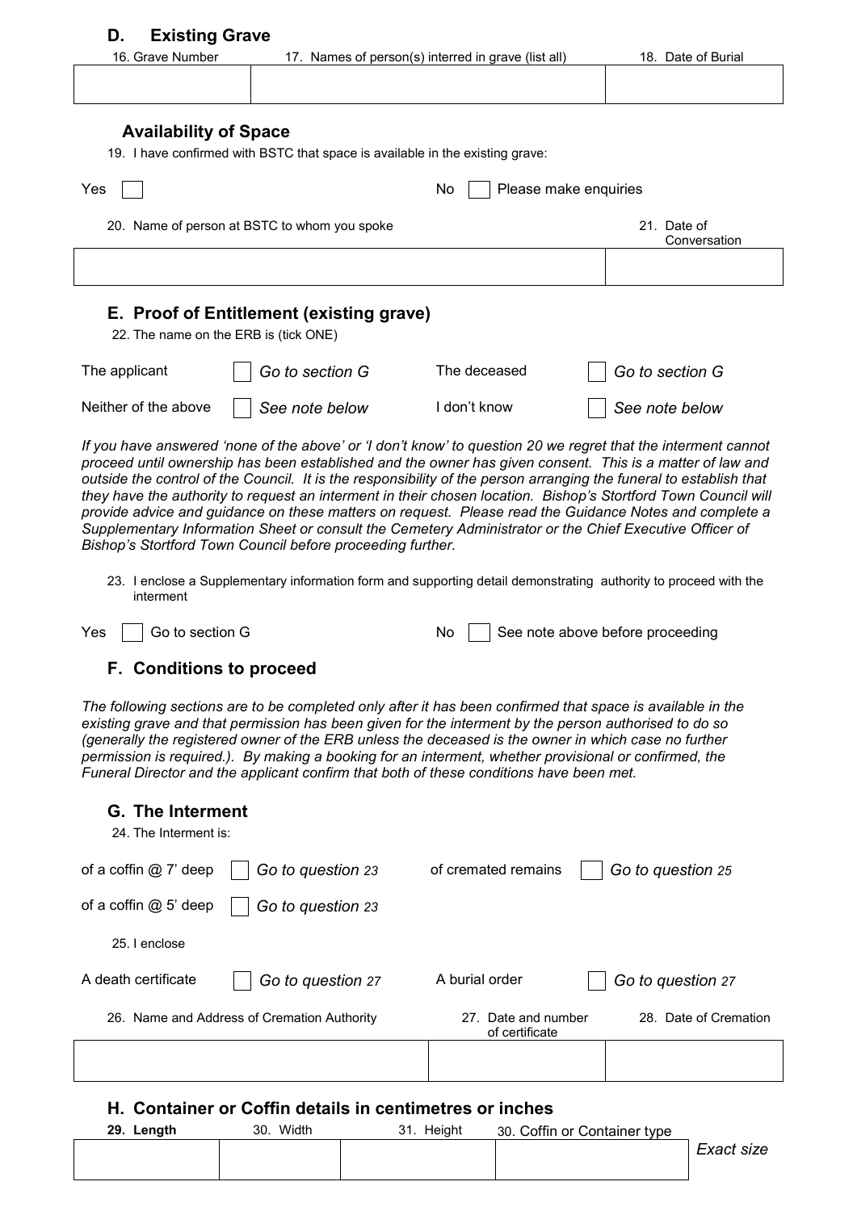## D. Existing Grave

| 16. Grave Number | 17. Names of person(s) interred in grave (list all) | 18. Date of Burial |
|---|---|---|
| | | |

### Availability of Space

19. I have confirmed with BSTC that space is available in the existing grave:

Yes ☐ No ☐ Please make enquiries

| 20. Name of person at BSTC to whom you spoke | 21. Date of Conversation |
|---|---|
| | |

## E. Proof of Entitlement (existing grave)

22. The name on the ERB is (tick ONE)

| | | | |
|---|---|---|---|
| The applicant | ☐ *Go to section G* | The deceased | ☐ *Go to section G* |
| Neither of the above | ☐ *See note below* | I don't know | ☐ *See note below* |

*If you have answered 'none of the above' or 'I don't know' to question 20 we regret that the interment cannot proceed until ownership has been established and the owner has given consent. This is a matter of law and outside the control of the Council. It is the responsibility of the person arranging the funeral to establish that they have the authority to request an interment in their chosen location. Bishop's Stortford Town Council will provide advice and guidance on these matters on request. Please read the Guidance Notes and complete a Supplementary Information Sheet or consult the Cemetery Administrator or the Chief Executive Officer of Bishop's Stortford Town Council before proceeding further.*

23. I enclose a Supplementary information form and supporting detail demonstrating authority to proceed with the interment

Yes ☐ Go to section G No ☐ See note above before proceeding

## F. Conditions to proceed

*The following sections are to be completed only after it has been confirmed that space is available in the existing grave and that permission has been given for the interment by the person authorised to do so (generally the registered owner of the ERB unless the deceased is the owner in which case no further permission is required.). By making a booking for an interment, whether provisional or confirmed, the Funeral Director and the applicant confirm that both of these conditions have been met.*

## G. The Interment

24. The Interment is:

| | | | |
|---|---|---|---|
| of a coffin @ 7' deep | ☐ *Go to question 23* | of cremated remains | ☐ *Go to question 25* |
| of a coffin @ 5' deep | ☐ *Go to question 23* | | |

25. I enclose

| | | | |
|---|---|---|---|
| A death certificate | ☐ *Go to question 27* | A burial order | ☐ *Go to question 27* |

| 26. Name and Address of Cremation Authority | 27. Date and number of certificate | 28. Date of Cremation |
|---|---|---|
| | | |

## H. Container or Coffin details in centimetres or inches

| **29. Length** | 30. Width | 31. Height | 30. Coffin or Container type |
|---|---|---|---|
| | | | |

*Exact size*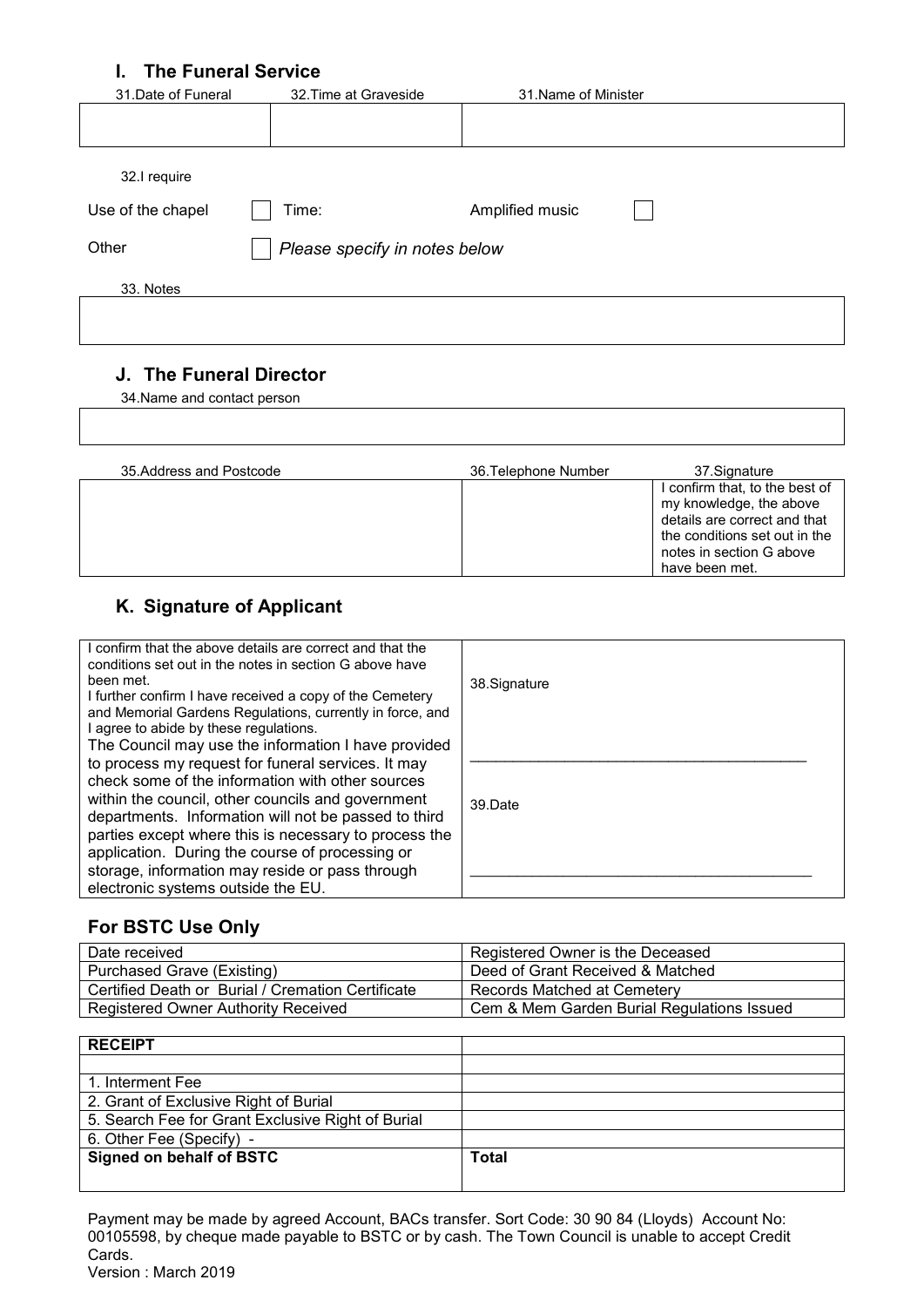## I. The Funeral Service

| 31.Date of Funeral | 32.Time at Graveside | 31.Name of Minister |
|---|---|---|
| | | |

32.I require

Use of the chapel ☐ Time: Amplified music ☐

Other ☐ *Please specify in notes below*

33. Notes

| |
|---|
| |

## J. The Funeral Director

34.Name and contact person

| |
|---|
| |

| 35.Address and Postcode | 36.Telephone Number | 37.Signature |
|---|---|---|
| | | I confirm that, to the best of my knowledge, the above details are correct and that the conditions set out in the notes in section G above have been met. |

## K. Signature of Applicant

| | |
|---|---|
| I confirm that the above details are correct and that the conditions set out in the notes in section G above have been met.<br>I further confirm I have received a copy of the Cemetery and Memorial Gardens Regulations, currently in force, and I agree to abide by these regulations.<br>The Council may use the information I have provided to process my request for funeral services. It may check some of the information with other sources within the council, other councils and government departments. Information will not be passed to third parties except where this is necessary to process the application. During the course of processing or storage, information may reside or pass through electronic systems outside the EU. | 38.Signature<br><br>\_\_\_\_\_\_\_\_\_\_\_\_\_\_\_\_\_\_\_\_\_\_\_\_\_\_\_\_\_\_\_\_\_\_\_\_\_\_\_\_<br><br>39.Date<br><br>\_\_\_\_\_\_\_\_\_\_\_\_\_\_\_\_\_\_\_\_\_\_\_\_\_\_\_\_\_\_\_\_\_\_\_\_\_\_\_\_ |

## For BSTC Use Only

| | |
|---|---|
| Date received | Registered Owner is the Deceased |
| Purchased Grave (Existing) | Deed of Grant Received & Matched |
| Certified Death or Burial / Cremation Certificate | Records Matched at Cemetery |
| Registered Owner Authority Received | Cem & Mem Garden Burial Regulations Issued |

| **RECEIPT** | |
|---|---|
| | |
| 1. Interment Fee | |
| 2. Grant of Exclusive Right of Burial | |
| 5. Search Fee for Grant Exclusive Right of Burial | |
| 6. Other Fee (Specify) - | |
| **Signed on behalf of BSTC** | **Total** |

Payment may be made by agreed Account, BACs transfer. Sort Code: 30 90 84 (Lloyds) Account No: 00105598, by cheque made payable to BSTC or by cash. The Town Council is unable to accept Credit Cards.

Version : March 2019